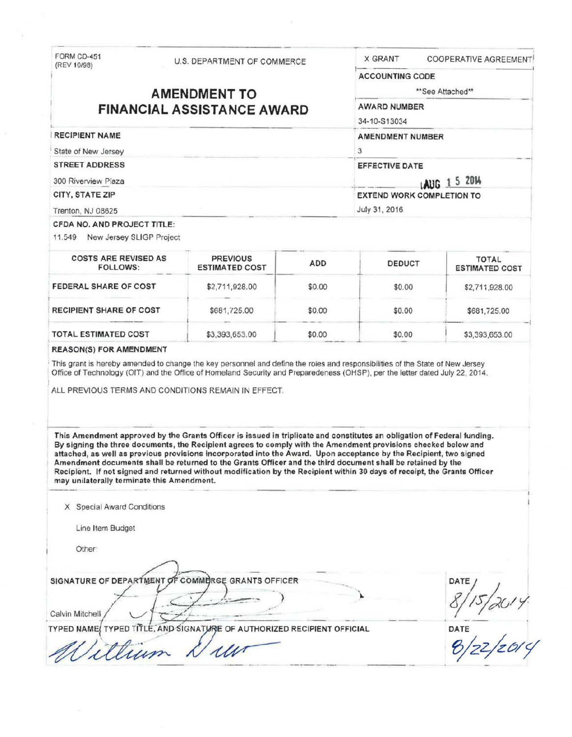FORM CD-451
(REV 10/98)

U.S. DEPARTMENT OF COMMERCE

# AMENDMENT TO FINANCIAL ASSISTANCE AWARD

X GRANT COOPERATIVE AGREEMENT

**ACCOUNTING CODE**
**See Attached**

**AWARD NUMBER**
34-10-S13034

**AMENDMENT NUMBER**
3

**EFFECTIVE DATE**
AUG 15 2014

**EXTEND WORK COMPLETION TO**
July 31, 2016

**RECIPIENT NAME**
State of New Jersey

**STREET ADDRESS**
300 Riverview Plaza

**CITY, STATE ZIP**
Trenton, NJ 08625

**CFDA NO. AND PROJECT TITLE:**
11.549 New Jersey SLIGP Project

| COSTS ARE REVISED AS FOLLOWS: | PREVIOUS ESTIMATED COST | ADD | DEDUCT | TOTAL ESTIMATED COST |
|---|---|---|---|---|
| FEDERAL SHARE OF COST | $2,711,928.00 | $0.00 | $0.00 | $2,711,928.00 |
| RECIPIENT SHARE OF COST | $681,725.00 | $0.00 | $0.00 | $681,725.00 |
| TOTAL ESTIMATED COST | $3,393,653.00 | $0.00 | $0.00 | $3,393,653.00 |

**REASON(S) FOR AMENDMENT**

This grant is hereby amended to change the key personnel and define the roles and responsibilities of the State of New Jersey Office of Technology (OIT) and the Office of Homeland Security and Preparedness (OHSP), per the letter dated July 22, 2014.

ALL PREVIOUS TERMS AND CONDITIONS REMAIN IN EFFECT.

**This Amendment approved by the Grants Officer is issued in triplicate and constitutes an obligation of Federal funding. By signing the three documents, the Recipient agrees to comply with the Amendment provisions checked below and attached, as well as previous provisions incorporated into the Award. Upon acceptance by the Recipient, two signed Amendment documents shall be returned to the Grants Officer and the third document shall be retained by the Recipient. If not signed and returned without modification by the Recipient within 30 days of receipt, the Grants Officer may unilaterally terminate this Amendment.**

X Special Award Conditions

Line Item Budget

Other:

**SIGNATURE OF DEPARTMENT OF COMMERCE GRANTS OFFICER**
Calvin Mitchell

**DATE**
8/15/2014

**TYPED NAME, TYPED TITLE, AND SIGNATURE OF AUTHORIZED RECIPIENT OFFICIAL**
William Dunn

**DATE**
8/22/2014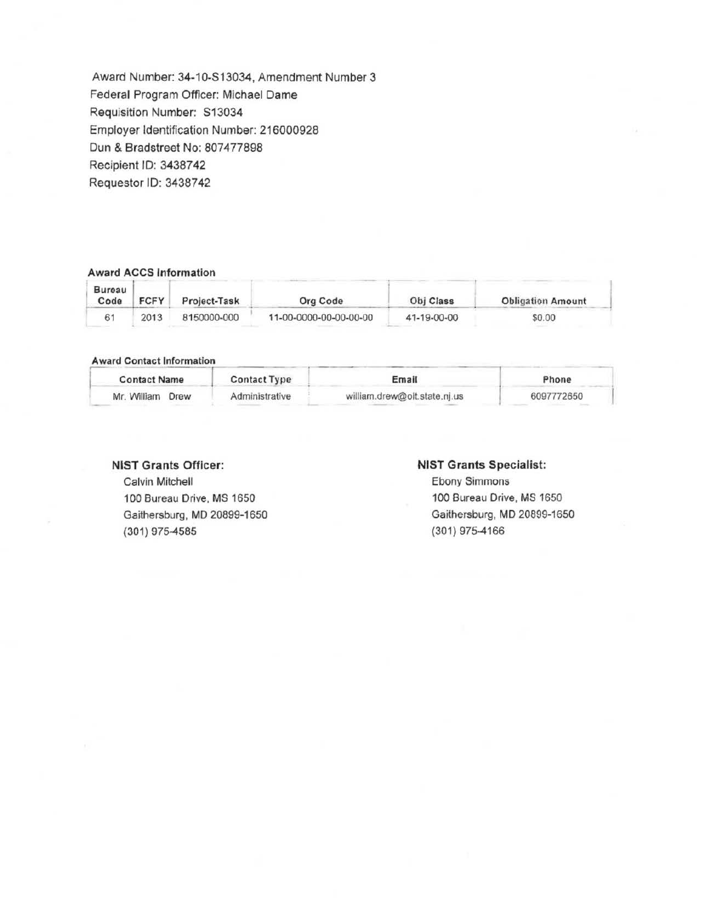Award Number: 34-10-S13034, Amendment Number 3
Federal Program Officer: Michael Dame
Requisition Number: S13034
Employer Identification Number: 216000928
Dun & Bradstreet No: 807477898
Recipient ID: 3438742
Requestor ID: 3438742

**Award ACCS Information**

| Bureau Code | FCFY | Project-Task | Org Code | Obj Class | Obligation Amount |
|---|---|---|---|---|---|
| 61 | 2013 | 8150000-000 | 11-00-0000-00-00-00-00 | 41-19-00-00 | $0.00 |

**Award Contact Information**

| Contact Name | Contact Type | Email | Phone |
|---|---|---|---|
| Mr. William Drew | Administrative | william.drew@oit.state.nj.us | 6097772650 |

**NIST Grants Officer:**
Calvin Mitchell
100 Bureau Drive, MS 1650
Gaithersburg, MD 20899-1650
(301) 975-4585

**NIST Grants Specialist:**
Ebony Simmons
100 Bureau Drive, MS 1650
Gaithersburg, MD 20899-1650
(301) 975-4166